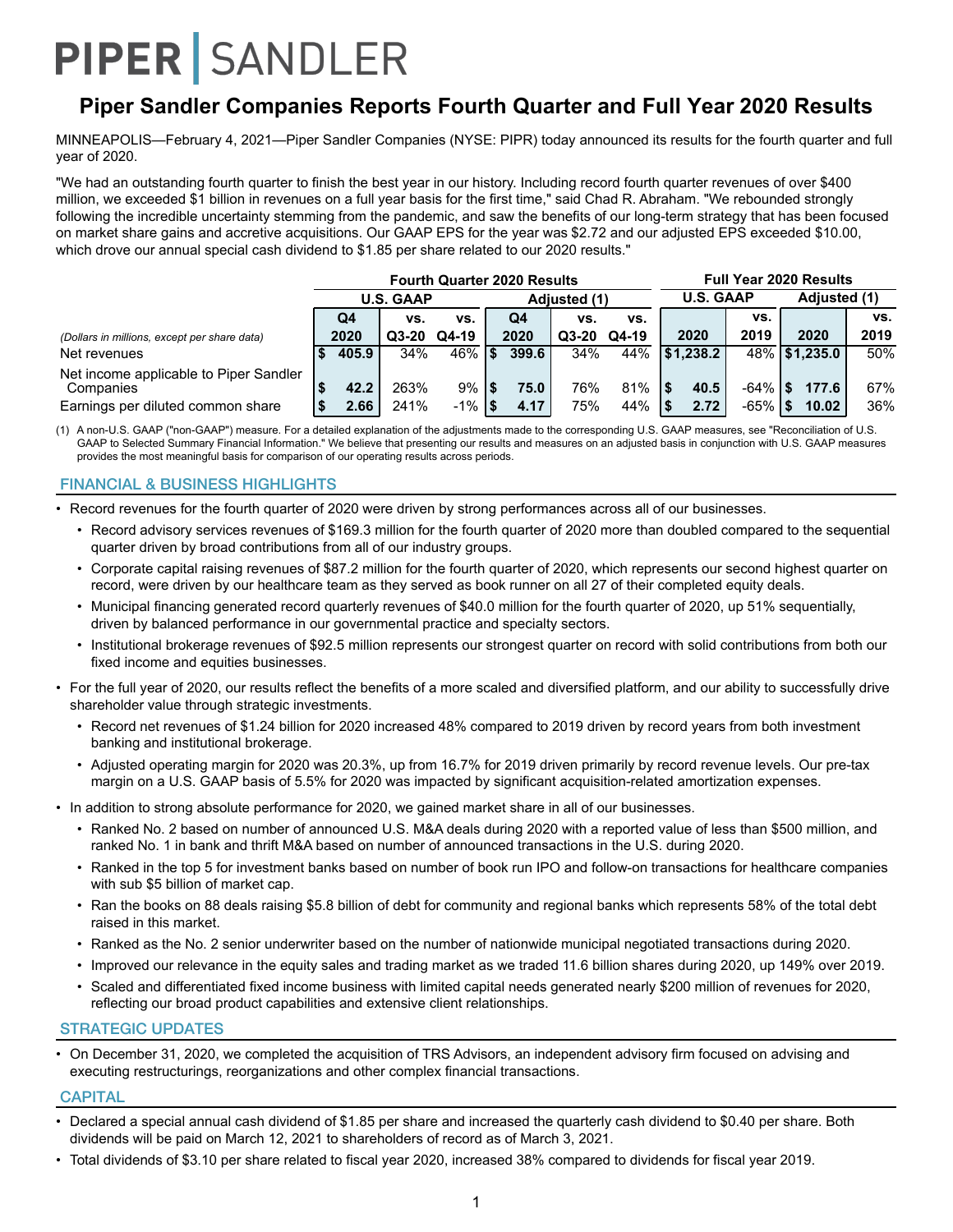# PIPER | SANDLER

## Piper Sandler Companies Reports Fourth Quarter and Full Year 2020 Results

MINNEAPOLIS—February 4, 2021—Piper Sandler Companies (NYSE: PIPR) today announced its results for the fourth quarter and full year of 2020.

"We had an outstanding fourth quarter to finish the best year in our history. Including record fourth quarter revenues of over $400 million, we exceeded $1 billion in revenues on a full year basis for the first time," said Chad R. Abraham. "We rebounded strongly following the incredible uncertainty stemming from the pandemic, and saw the benefits of our long-term strategy that has been focused on market share gains and accretive acquisitions. Our GAAP EPS for the year was $2.72 and our adjusted EPS exceeded $10.00, which drove our annual special cash dividend to $1.85 per share related to our 2020 results."

| | Fourth Quarter 2020 Results | | | | | | Full Year 2020 Results | | | |
|---|---|---|---|---|---|---|---|---|---|---|
| | U.S. GAAP | | | Adjusted (1) | | | U.S. GAAP | | Adjusted (1) | |
| *(Dollars in millions, except per share data)* | Q4 2020 | vs. Q3-20 | vs. Q4-19 | Q4 2020 | vs. Q3-20 | vs. Q4-19 | 2020 | vs. 2019 | 2020 | vs. 2019 |
| Net revenues | $ 405.9 | 34% | 46% | $ 399.6 | 34% | 44% | $1,238.2 | 48% | $1,235.0 | 50% |
| Net income applicable to Piper Sandler Companies | $ 42.2 | 263% | 9% | $ 75.0 | 76% | 81% | $ 40.5 | -64% | $ 177.6 | 67% |
| Earnings per diluted common share | $ 2.66 | 241% | -1% | $ 4.17 | 75% | 44% | $ 2.72 | -65% | $ 10.02 | 36% |

(1) A non-U.S. GAAP ("non-GAAP") measure. For a detailed explanation of the adjustments made to the corresponding U.S. GAAP measures, see "Reconciliation of U.S. GAAP to Selected Summary Financial Information." We believe that presenting our results and measures on an adjusted basis in conjunction with U.S. GAAP measures provides the most meaningful basis for comparison of our operating results across periods.

### FINANCIAL & BUSINESS HIGHLIGHTS

- Record revenues for the fourth quarter of 2020 were driven by strong performances across all of our businesses.
  - Record advisory services revenues of $169.3 million for the fourth quarter of 2020 more than doubled compared to the sequential quarter driven by broad contributions from all of our industry groups.
  - Corporate capital raising revenues of $87.2 million for the fourth quarter of 2020, which represents our second highest quarter on record, were driven by our healthcare team as they served as book runner on all 27 of their completed equity deals.
  - Municipal financing generated record quarterly revenues of $40.0 million for the fourth quarter of 2020, up 51% sequentially, driven by balanced performance in our governmental practice and specialty sectors.
  - Institutional brokerage revenues of $92.5 million represents our strongest quarter on record with solid contributions from both our fixed income and equities businesses.
- For the full year of 2020, our results reflect the benefits of a more scaled and diversified platform, and our ability to successfully drive shareholder value through strategic investments.
  - Record net revenues of $1.24 billion for 2020 increased 48% compared to 2019 driven by record years from both investment banking and institutional brokerage.
  - Adjusted operating margin for 2020 was 20.3%, up from 16.7% for 2019 driven primarily by record revenue levels. Our pre-tax margin on a U.S. GAAP basis of 5.5% for 2020 was impacted by significant acquisition-related amortization expenses.
- In addition to strong absolute performance for 2020, we gained market share in all of our businesses.
  - Ranked No. 2 based on number of announced U.S. M&A deals during 2020 with a reported value of less than $500 million, and ranked No. 1 in bank and thrift M&A based on number of announced transactions in the U.S. during 2020.
  - Ranked in the top 5 for investment banks based on number of book run IPO and follow-on transactions for healthcare companies with sub $5 billion of market cap.
  - Ran the books on 88 deals raising $5.8 billion of debt for community and regional banks which represents 58% of the total debt raised in this market.
  - Ranked as the No. 2 senior underwriter based on the number of nationwide municipal negotiated transactions during 2020.
  - Improved our relevance in the equity sales and trading market as we traded 11.6 billion shares during 2020, up 149% over 2019.
  - Scaled and differentiated fixed income business with limited capital needs generated nearly $200 million of revenues for 2020, reflecting our broad product capabilities and extensive client relationships.

### STRATEGIC UPDATES

- On December 31, 2020, we completed the acquisition of TRS Advisors, an independent advisory firm focused on advising and executing restructurings, reorganizations and other complex financial transactions.

### CAPITAL

- Declared a special annual cash dividend of $1.85 per share and increased the quarterly cash dividend to $0.40 per share. Both dividends will be paid on March 12, 2021 to shareholders of record as of March 3, 2021.
- Total dividends of $3.10 per share related to fiscal year 2020, increased 38% compared to dividends for fiscal year 2019.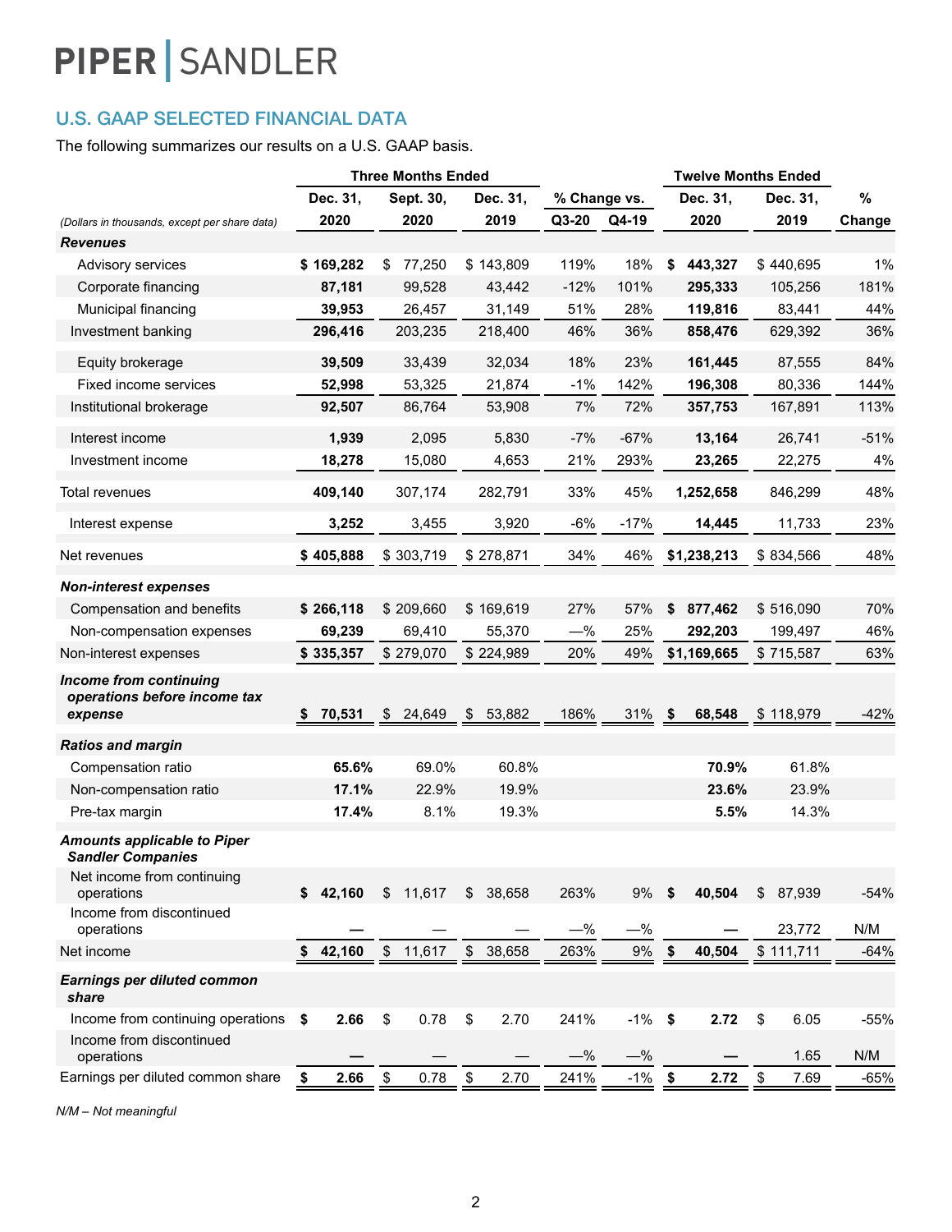# PIPER | SANDLER

## U.S. GAAP SELECTED FINANCIAL DATA

The following summarizes our results on a U.S. GAAP basis.

| | Three Months Ended | | | % Change vs. | | Twelve Months Ended | | % |
|---|---|---|---|---|---|---|---|---|
| *(Dollars in thousands, except per share data)* | **Dec. 31, 2020** | Sept. 30, 2020 | Dec. 31, 2019 | Q3-20 | Q4-19 | **Dec. 31, 2020** | Dec. 31, 2019 | Change |
| ***Revenues*** | | | | | | | | |
| Advisory services | **$ 169,282** | $ 77,250 | $ 143,809 | 119% | 18% | **$ 443,327** | $ 440,695 | 1% |
| Corporate financing | **87,181** | 99,528 | 43,442 | -12% | 101% | **295,333** | 105,256 | 181% |
| Municipal financing | **39,953** | 26,457 | 31,149 | 51% | 28% | **119,816** | 83,441 | 44% |
| Investment banking | **296,416** | 203,235 | 218,400 | 46% | 36% | **858,476** | 629,392 | 36% |
| Equity brokerage | **39,509** | 33,439 | 32,034 | 18% | 23% | **161,445** | 87,555 | 84% |
| Fixed income services | **52,998** | 53,325 | 21,874 | -1% | 142% | **196,308** | 80,336 | 144% |
| Institutional brokerage | **92,507** | 86,764 | 53,908 | 7% | 72% | **357,753** | 167,891 | 113% |
| Interest income | **1,939** | 2,095 | 5,830 | -7% | -67% | **13,164** | 26,741 | -51% |
| Investment income | **18,278** | 15,080 | 4,653 | 21% | 293% | **23,265** | 22,275 | 4% |
| Total revenues | **409,140** | 307,174 | 282,791 | 33% | 45% | **1,252,658** | 846,299 | 48% |
| Interest expense | **3,252** | 3,455 | 3,920 | -6% | -17% | **14,445** | 11,733 | 23% |
| Net revenues | **$ 405,888** | $ 303,719 | $ 278,871 | 34% | 46% | **$1,238,213** | $ 834,566 | 48% |
| ***Non-interest expenses*** | | | | | | | | |
| Compensation and benefits | **$ 266,118** | $ 209,660 | $ 169,619 | 27% | 57% | **$ 877,462** | $ 516,090 | 70% |
| Non-compensation expenses | **69,239** | 69,410 | 55,370 | —% | 25% | **292,203** | 199,497 | 46% |
| Non-interest expenses | **$ 335,357** | $ 279,070 | $ 224,989 | 20% | 49% | **$1,169,665** | $ 715,587 | 63% |
| ***Income from continuing operations before income tax expense*** | **$ 70,531** | $ 24,649 | $ 53,882 | 186% | 31% | **$ 68,548** | $ 118,979 | -42% |
| ***Ratios and margin*** | | | | | | | | |
| Compensation ratio | **65.6%** | 69.0% | 60.8% | | | **70.9%** | 61.8% | |
| Non-compensation ratio | **17.1%** | 22.9% | 19.9% | | | **23.6%** | 23.9% | |
| Pre-tax margin | **17.4%** | 8.1% | 19.3% | | | **5.5%** | 14.3% | |
| ***Amounts applicable to Piper Sandler Companies*** | | | | | | | | |
| Net income from continuing operations | **$ 42,160** | $ 11,617 | $ 38,658 | 263% | 9% | **$ 40,504** | $ 87,939 | -54% |
| Income from discontinued operations | **—** | — | — | —% | —% | **—** | 23,772 | N/M |
| Net income | **$ 42,160** | $ 11,617 | $ 38,658 | 263% | 9% | **$ 40,504** | $ 111,711 | -64% |
| ***Earnings per diluted common share*** | | | | | | | | |
| Income from continuing operations | **$ 2.66** | $ 0.78 | $ 2.70 | 241% | -1% | **$ 2.72** | $ 6.05 | -55% |
| Income from discontinued operations | **—** | — | — | —% | —% | **—** | 1.65 | N/M |
| Earnings per diluted common share | **$ 2.66** | $ 0.78 | $ 2.70 | 241% | -1% | **$ 2.72** | $ 7.69 | -65% |

*N/M – Not meaningful*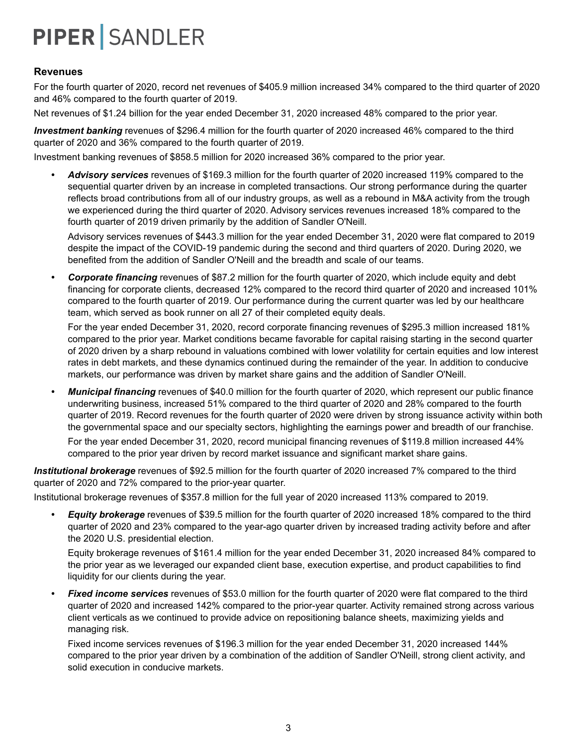## Revenues

For the fourth quarter of 2020, record net revenues of $405.9 million increased 34% compared to the third quarter of 2020 and 46% compared to the fourth quarter of 2019.

Net revenues of $1.24 billion for the year ended December 31, 2020 increased 48% compared to the prior year.

***Investment banking*** revenues of $296.4 million for the fourth quarter of 2020 increased 46% compared to the third quarter of 2020 and 36% compared to the fourth quarter of 2019.

Investment banking revenues of $858.5 million for 2020 increased 36% compared to the prior year.

- ***Advisory services*** revenues of $169.3 million for the fourth quarter of 2020 increased 119% compared to the sequential quarter driven by an increase in completed transactions. Our strong performance during the quarter reflects broad contributions from all of our industry groups, as well as a rebound in M&A activity from the trough we experienced during the third quarter of 2020. Advisory services revenues increased 18% compared to the fourth quarter of 2019 driven primarily by the addition of Sandler O'Neill.

  Advisory services revenues of $443.3 million for the year ended December 31, 2020 were flat compared to 2019 despite the impact of the COVID-19 pandemic during the second and third quarters of 2020. During 2020, we benefited from the addition of Sandler O'Neill and the breadth and scale of our teams.

- ***Corporate financing*** revenues of $87.2 million for the fourth quarter of 2020, which include equity and debt financing for corporate clients, decreased 12% compared to the record third quarter of 2020 and increased 101% compared to the fourth quarter of 2019. Our performance during the current quarter was led by our healthcare team, which served as book runner on all 27 of their completed equity deals.

  For the year ended December 31, 2020, record corporate financing revenues of $295.3 million increased 181% compared to the prior year. Market conditions became favorable for capital raising starting in the second quarter of 2020 driven by a sharp rebound in valuations combined with lower volatility for certain equities and low interest rates in debt markets, and these dynamics continued during the remainder of the year. In addition to conducive markets, our performance was driven by market share gains and the addition of Sandler O'Neill.

- ***Municipal financing*** revenues of $40.0 million for the fourth quarter of 2020, which represent our public finance underwriting business, increased 51% compared to the third quarter of 2020 and 28% compared to the fourth quarter of 2019. Record revenues for the fourth quarter of 2020 were driven by strong issuance activity within both the governmental space and our specialty sectors, highlighting the earnings power and breadth of our franchise.

  For the year ended December 31, 2020, record municipal financing revenues of $119.8 million increased 44% compared to the prior year driven by record market issuance and significant market share gains.

***Institutional brokerage*** revenues of $92.5 million for the fourth quarter of 2020 increased 7% compared to the third quarter of 2020 and 72% compared to the prior-year quarter.

Institutional brokerage revenues of $357.8 million for the full year of 2020 increased 113% compared to 2019.

- ***Equity brokerage*** revenues of $39.5 million for the fourth quarter of 2020 increased 18% compared to the third quarter of 2020 and 23% compared to the year-ago quarter driven by increased trading activity before and after the 2020 U.S. presidential election.

  Equity brokerage revenues of $161.4 million for the year ended December 31, 2020 increased 84% compared to the prior year as we leveraged our expanded client base, execution expertise, and product capabilities to find liquidity for our clients during the year.

- ***Fixed income services*** revenues of $53.0 million for the fourth quarter of 2020 were flat compared to the third quarter of 2020 and increased 142% compared to the prior-year quarter. Activity remained strong across various client verticals as we continued to provide advice on repositioning balance sheets, maximizing yields and managing risk.

  Fixed income services revenues of $196.3 million for the year ended December 31, 2020 increased 144% compared to the prior year driven by a combination of the addition of Sandler O'Neill, strong client activity, and solid execution in conducive markets.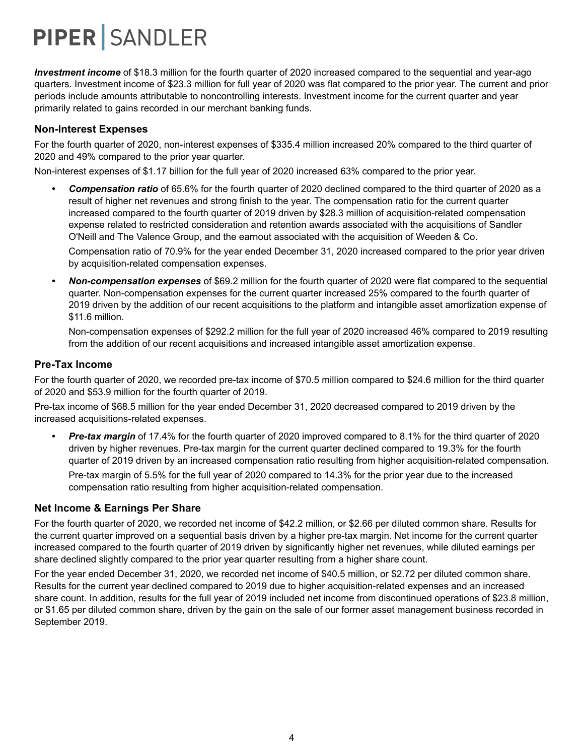***Investment income*** of $18.3 million for the fourth quarter of 2020 increased compared to the sequential and year-ago quarters. Investment income of $23.3 million for full year of 2020 was flat compared to the prior year. The current and prior periods include amounts attributable to noncontrolling interests. Investment income for the current quarter and year primarily related to gains recorded in our merchant banking funds.

### Non-Interest Expenses

For the fourth quarter of 2020, non-interest expenses of $335.4 million increased 20% compared to the third quarter of 2020 and 49% compared to the prior year quarter.

Non-interest expenses of $1.17 billion for the full year of 2020 increased 63% compared to the prior year.

- ***Compensation ratio*** of 65.6% for the fourth quarter of 2020 declined compared to the third quarter of 2020 as a result of higher net revenues and strong finish to the year. The compensation ratio for the current quarter increased compared to the fourth quarter of 2019 driven by $28.3 million of acquisition-related compensation expense related to restricted consideration and retention awards associated with the acquisitions of Sandler O'Neill and The Valence Group, and the earnout associated with the acquisition of Weeden & Co.

  Compensation ratio of 70.9% for the year ended December 31, 2020 increased compared to the prior year driven by acquisition-related compensation expenses.

- ***Non-compensation expenses*** of $69.2 million for the fourth quarter of 2020 were flat compared to the sequential quarter. Non-compensation expenses for the current quarter increased 25% compared to the fourth quarter of 2019 driven by the addition of our recent acquisitions to the platform and intangible asset amortization expense of $11.6 million.

  Non-compensation expenses of $292.2 million for the full year of 2020 increased 46% compared to 2019 resulting from the addition of our recent acquisitions and increased intangible asset amortization expense.

### Pre-Tax Income

For the fourth quarter of 2020, we recorded pre-tax income of $70.5 million compared to $24.6 million for the third quarter of 2020 and $53.9 million for the fourth quarter of 2019.

Pre-tax income of $68.5 million for the year ended December 31, 2020 decreased compared to 2019 driven by the increased acquisitions-related expenses.

- ***Pre-tax margin*** of 17.4% for the fourth quarter of 2020 improved compared to 8.1% for the third quarter of 2020 driven by higher revenues. Pre-tax margin for the current quarter declined compared to 19.3% for the fourth quarter of 2019 driven by an increased compensation ratio resulting from higher acquisition-related compensation.

  Pre-tax margin of 5.5% for the full year of 2020 compared to 14.3% for the prior year due to the increased compensation ratio resulting from higher acquisition-related compensation.

### Net Income & Earnings Per Share

For the fourth quarter of 2020, we recorded net income of $42.2 million, or $2.66 per diluted common share. Results for the current quarter improved on a sequential basis driven by a higher pre-tax margin. Net income for the current quarter increased compared to the fourth quarter of 2019 driven by significantly higher net revenues, while diluted earnings per share declined slightly compared to the prior year quarter resulting from a higher share count.

For the year ended December 31, 2020, we recorded net income of $40.5 million, or $2.72 per diluted common share. Results for the current year declined compared to 2019 due to higher acquisition-related expenses and an increased share count. In addition, results for the full year of 2019 included net income from discontinued operations of $23.8 million, or $1.65 per diluted common share, driven by the gain on the sale of our former asset management business recorded in September 2019.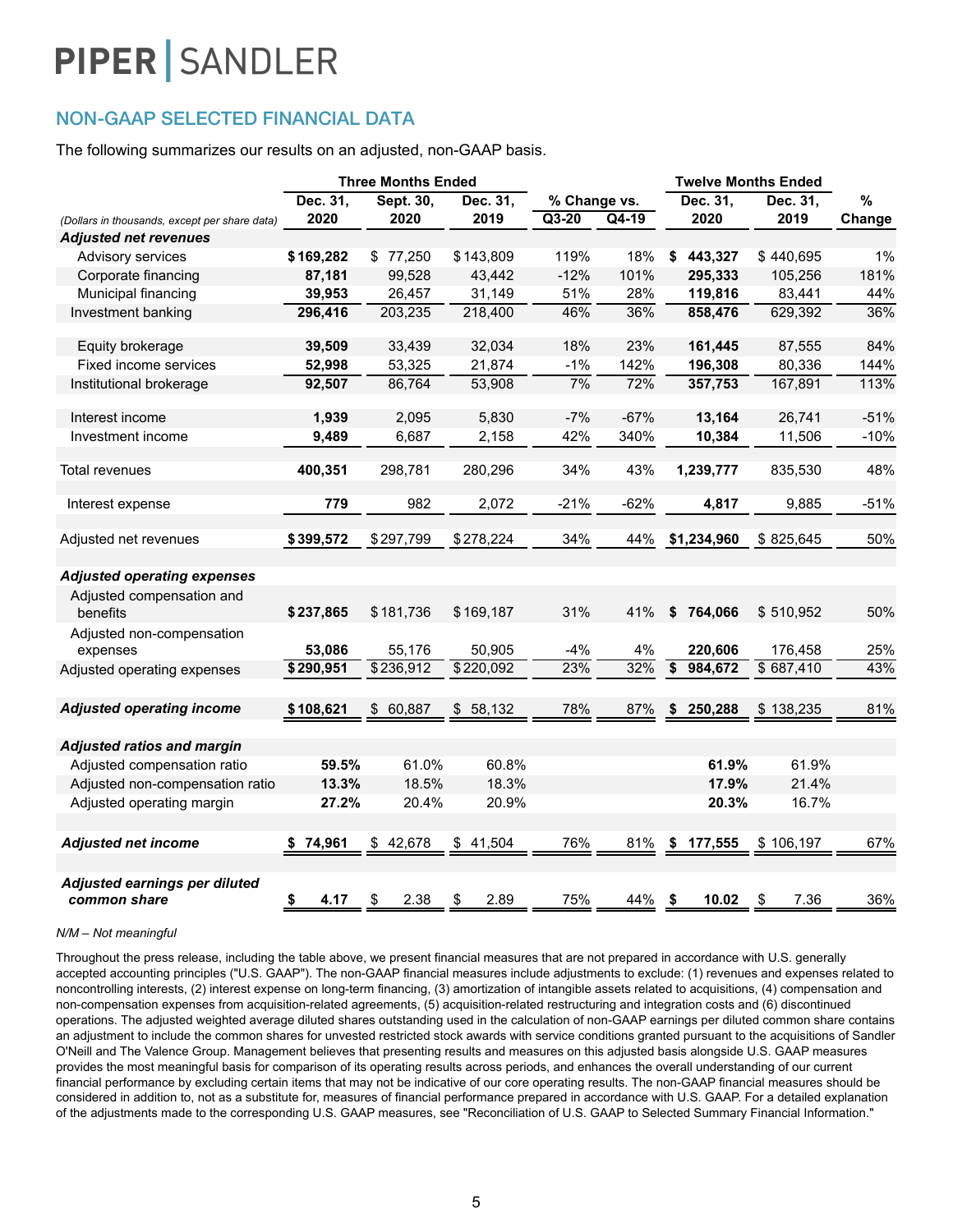# PIPER | SANDLER

## NON-GAAP SELECTED FINANCIAL DATA

The following summarizes our results on an adjusted, non-GAAP basis.

| (Dollars in thousands, except per share data) | Three Months Ended Dec. 31, 2020 | Three Months Ended Sept. 30, 2020 | Three Months Ended Dec. 31, 2019 | % Change vs. Q3-20 | % Change vs. Q4-19 | Twelve Months Ended Dec. 31, 2020 | Twelve Months Ended Dec. 31, 2019 | % Change |
|---|---|---|---|---|---|---|---|---|
| ***Adjusted net revenues*** | | | | | | | | |
| Advisory services | **$ 169,282** | $ 77,250 | $ 143,809 | 119% | 18% | **$ 443,327** | $ 440,695 | 1% |
| Corporate financing | **87,181** | 99,528 | 43,442 | -12% | 101% | **295,333** | 105,256 | 181% |
| Municipal financing | **39,953** | 26,457 | 31,149 | 51% | 28% | **119,816** | 83,441 | 44% |
| Investment banking | **296,416** | 203,235 | 218,400 | 46% | 36% | **858,476** | 629,392 | 36% |
| Equity brokerage | **39,509** | 33,439 | 32,034 | 18% | 23% | **161,445** | 87,555 | 84% |
| Fixed income services | **52,998** | 53,325 | 21,874 | -1% | 142% | **196,308** | 80,336 | 144% |
| Institutional brokerage | **92,507** | 86,764 | 53,908 | 7% | 72% | **357,753** | 167,891 | 113% |
| Interest income | **1,939** | 2,095 | 5,830 | -7% | -67% | **13,164** | 26,741 | -51% |
| Investment income | **9,489** | 6,687 | 2,158 | 42% | 340% | **10,384** | 11,506 | -10% |
| Total revenues | **400,351** | 298,781 | 280,296 | 34% | 43% | **1,239,777** | 835,530 | 48% |
| Interest expense | **779** | 982 | 2,072 | -21% | -62% | **4,817** | 9,885 | -51% |
| Adjusted net revenues | **$ 399,572** | $ 297,799 | $ 278,224 | 34% | 44% | **$ 1,234,960** | $ 825,645 | 50% |
| ***Adjusted operating expenses*** | | | | | | | | |
| Adjusted compensation and benefits | **$ 237,865** | $ 181,736 | $ 169,187 | 31% | 41% | **$ 764,066** | $ 510,952 | 50% |
| Adjusted non-compensation expenses | **53,086** | 55,176 | 50,905 | -4% | 4% | **220,606** | 176,458 | 25% |
| Adjusted operating expenses | **$ 290,951** | $ 236,912 | $ 220,092 | 23% | 32% | **$ 984,672** | $ 687,410 | 43% |
| ***Adjusted operating income*** | **$ 108,621** | $ 60,887 | $ 58,132 | 78% | 87% | **$ 250,288** | $ 138,235 | 81% |
| ***Adjusted ratios and margin*** | | | | | | | | |
| Adjusted compensation ratio | **59.5%** | 61.0% | 60.8% | | | **61.9%** | 61.9% | |
| Adjusted non-compensation ratio | **13.3%** | 18.5% | 18.3% | | | **17.9%** | 21.4% | |
| Adjusted operating margin | **27.2%** | 20.4% | 20.9% | | | **20.3%** | 16.7% | |
| ***Adjusted net income*** | **$ 74,961** | $ 42,678 | $ 41,504 | 76% | 81% | **$ 177,555** | $ 106,197 | 67% |
| ***Adjusted earnings per diluted common share*** | **$ 4.17** | $ 2.38 | $ 2.89 | 75% | 44% | **$ 10.02** | $ 7.36 | 36% |

*N/M – Not meaningful*

Throughout the press release, including the table above, we present financial measures that are not prepared in accordance with U.S. generally accepted accounting principles ("U.S. GAAP"). The non-GAAP financial measures include adjustments to exclude: (1) revenues and expenses related to noncontrolling interests, (2) interest expense on long-term financing, (3) amortization of intangible assets related to acquisitions, (4) compensation and non-compensation expenses from acquisition-related agreements, (5) acquisition-related restructuring and integration costs and (6) discontinued operations. The adjusted weighted average diluted shares outstanding used in the calculation of non-GAAP earnings per diluted common share contains an adjustment to include the common shares for unvested restricted stock awards with service conditions granted pursuant to the acquisitions of Sandler O'Neill and The Valence Group. Management believes that presenting results and measures on this adjusted basis alongside U.S. GAAP measures provides the most meaningful basis for comparison of its operating results across periods, and enhances the overall understanding of our current financial performance by excluding certain items that may not be indicative of our core operating results. The non-GAAP financial measures should be considered in addition to, not as a substitute for, measures of financial performance prepared in accordance with U.S. GAAP. For a detailed explanation of the adjustments made to the corresponding U.S. GAAP measures, see "Reconciliation of U.S. GAAP to Selected Summary Financial Information."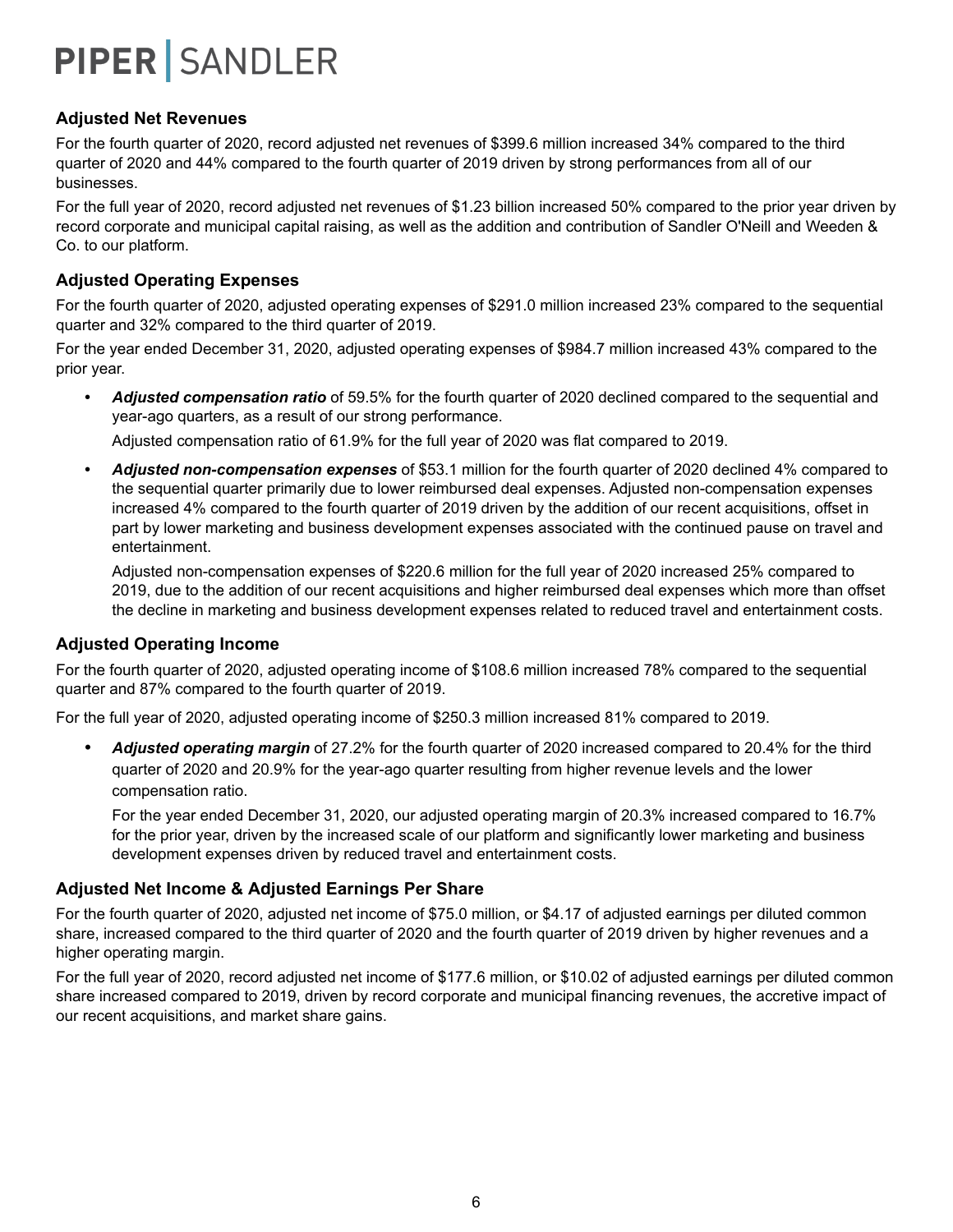## Adjusted Net Revenues

For the fourth quarter of 2020, record adjusted net revenues of $399.6 million increased 34% compared to the third quarter of 2020 and 44% compared to the fourth quarter of 2019 driven by strong performances from all of our businesses.

For the full year of 2020, record adjusted net revenues of $1.23 billion increased 50% compared to the prior year driven by record corporate and municipal capital raising, as well as the addition and contribution of Sandler O'Neill and Weeden & Co. to our platform.

## Adjusted Operating Expenses

For the fourth quarter of 2020, adjusted operating expenses of $291.0 million increased 23% compared to the sequential quarter and 32% compared to the third quarter of 2019.

For the year ended December 31, 2020, adjusted operating expenses of $984.7 million increased 43% compared to the prior year.

- ***Adjusted compensation ratio*** of 59.5% for the fourth quarter of 2020 declined compared to the sequential and year-ago quarters, as a result of our strong performance.

  Adjusted compensation ratio of 61.9% for the full year of 2020 was flat compared to 2019.

- ***Adjusted non-compensation expenses*** of $53.1 million for the fourth quarter of 2020 declined 4% compared to the sequential quarter primarily due to lower reimbursed deal expenses. Adjusted non-compensation expenses increased 4% compared to the fourth quarter of 2019 driven by the addition of our recent acquisitions, offset in part by lower marketing and business development expenses associated with the continued pause on travel and entertainment.

  Adjusted non-compensation expenses of $220.6 million for the full year of 2020 increased 25% compared to 2019, due to the addition of our recent acquisitions and higher reimbursed deal expenses which more than offset the decline in marketing and business development expenses related to reduced travel and entertainment costs.

## Adjusted Operating Income

For the fourth quarter of 2020, adjusted operating income of $108.6 million increased 78% compared to the sequential quarter and 87% compared to the fourth quarter of 2019.

For the full year of 2020, adjusted operating income of $250.3 million increased 81% compared to 2019.

- ***Adjusted operating margin*** of 27.2% for the fourth quarter of 2020 increased compared to 20.4% for the third quarter of 2020 and 20.9% for the year-ago quarter resulting from higher revenue levels and the lower compensation ratio.

  For the year ended December 31, 2020, our adjusted operating margin of 20.3% increased compared to 16.7% for the prior year, driven by the increased scale of our platform and significantly lower marketing and business development expenses driven by reduced travel and entertainment costs.

## Adjusted Net Income & Adjusted Earnings Per Share

For the fourth quarter of 2020, adjusted net income of $75.0 million, or $4.17 of adjusted earnings per diluted common share, increased compared to the third quarter of 2020 and the fourth quarter of 2019 driven by higher revenues and a higher operating margin.

For the full year of 2020, record adjusted net income of $177.6 million, or $10.02 of adjusted earnings per diluted common share increased compared to 2019, driven by record corporate and municipal financing revenues, the accretive impact of our recent acquisitions, and market share gains.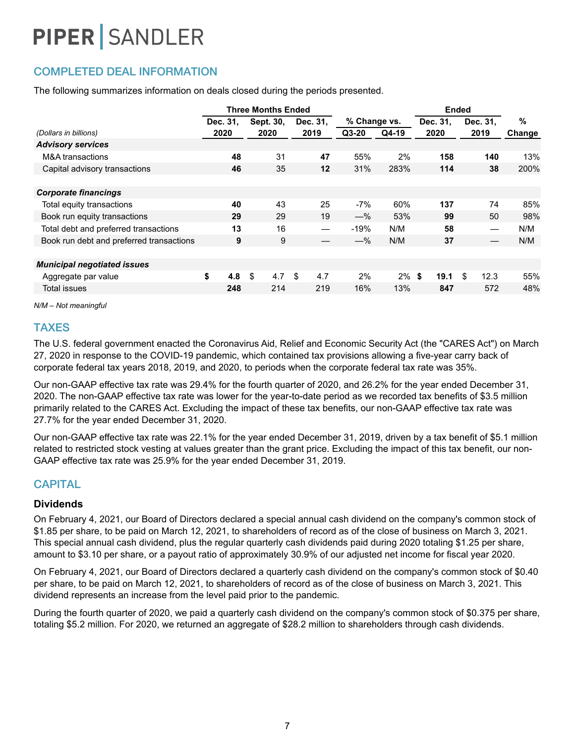## COMPLETED DEAL INFORMATION

The following summarizes information on deals closed during the periods presented.

| (Dollars in billions) | Three Months Ended | | | % Change vs. | | Ended | | % |
|---|---|---|---|---|---|---|---|---|
| | Dec. 31, 2020 | Sept. 30, 2020 | Dec. 31, 2019 | Q3-20 | Q4-19 | Dec. 31, 2020 | Dec. 31, 2019 | Change |
| ***Advisory services*** | | | | | | | | |
| M&A transactions | **48** | 31 | **47** | 55% | 2% | **158** | **140** | 13% |
| Capital advisory transactions | **46** | 35 | **12** | 31% | 283% | **114** | **38** | 200% |
| ***Corporate financings*** | | | | | | | | |
| Total equity transactions | **40** | 43 | 25 | -7% | 60% | **137** | 74 | 85% |
| Book run equity transactions | **29** | 29 | 19 | —% | 53% | **99** | 50 | 98% |
| Total debt and preferred transactions | **13** | 16 | — | -19% | N/M | **58** | — | N/M |
| Book run debt and preferred transactions | **9** | 9 | — | —% | N/M | **37** | — | N/M |
| ***Municipal negotiated issues*** | | | | | | | | |
| Aggregate par value | **$ 4.8** | $ 4.7 | $ 4.7 | 2% | 2% | **$ 19.1** | $ 12.3 | 55% |
| Total issues | **248** | 214 | 219 | 16% | 13% | **847** | 572 | 48% |

*N/M – Not meaningful*

## TAXES

The U.S. federal government enacted the Coronavirus Aid, Relief and Economic Security Act (the "CARES Act") on March 27, 2020 in response to the COVID-19 pandemic, which contained tax provisions allowing a five-year carry back of corporate federal tax years 2018, 2019, and 2020, to periods when the corporate federal tax rate was 35%.

Our non-GAAP effective tax rate was 29.4% for the fourth quarter of 2020, and 26.2% for the year ended December 31, 2020. The non-GAAP effective tax rate was lower for the year-to-date period as we recorded tax benefits of $3.5 million primarily related to the CARES Act. Excluding the impact of these tax benefits, our non-GAAP effective tax rate was 27.7% for the year ended December 31, 2020.

Our non-GAAP effective tax rate was 22.1% for the year ended December 31, 2019, driven by a tax benefit of $5.1 million related to restricted stock vesting at values greater than the grant price. Excluding the impact of this tax benefit, our non-GAAP effective tax rate was 25.9% for the year ended December 31, 2019.

## CAPITAL

### Dividends

On February 4, 2021, our Board of Directors declared a special annual cash dividend on the company's common stock of $1.85 per share, to be paid on March 12, 2021, to shareholders of record as of the close of business on March 3, 2021. This special annual cash dividend, plus the regular quarterly cash dividends paid during 2020 totaling $1.25 per share, amount to $3.10 per share, or a payout ratio of approximately 30.9% of our adjusted net income for fiscal year 2020.

On February 4, 2021, our Board of Directors declared a quarterly cash dividend on the company's common stock of $0.40 per share, to be paid on March 12, 2021, to shareholders of record as of the close of business on March 3, 2021. This dividend represents an increase from the level paid prior to the pandemic.

During the fourth quarter of 2020, we paid a quarterly cash dividend on the company's common stock of $0.375 per share, totaling $5.2 million. For 2020, we returned an aggregate of $28.2 million to shareholders through cash dividends.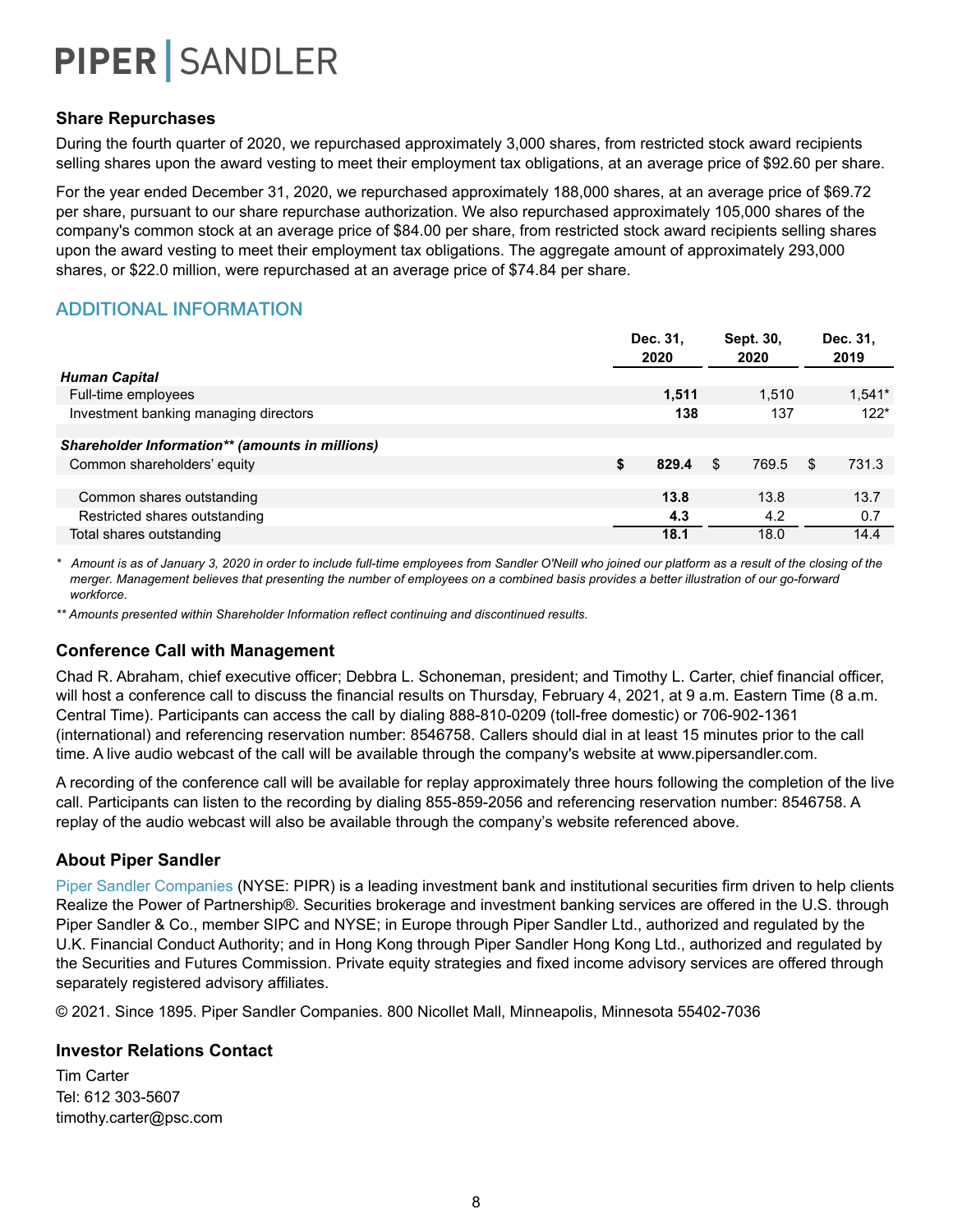### Share Repurchases

During the fourth quarter of 2020, we repurchased approximately 3,000 shares, from restricted stock award recipients selling shares upon the award vesting to meet their employment tax obligations, at an average price of $92.60 per share.

For the year ended December 31, 2020, we repurchased approximately 188,000 shares, at an average price of $69.72 per share, pursuant to our share repurchase authorization. We also repurchased approximately 105,000 shares of the company's common stock at an average price of $84.00 per share, from restricted stock award recipients selling shares upon the award vesting to meet their employment tax obligations. The aggregate amount of approximately 293,000 shares, or $22.0 million, were repurchased at an average price of $74.84 per share.

## ADDITIONAL INFORMATION

| | Dec. 31, 2020 | Sept. 30, 2020 | Dec. 31, 2019 |
|---|---|---|---|
| ***Human Capital*** | | | |
| Full-time employees | **1,511** | 1,510 | 1,541* |
| Investment banking managing directors | **138** | 137 | 122* |
| | | | |
| ***Shareholder Information\*\* (amounts in millions)*** | | | |
| Common shareholders' equity | **$ 829.4** | $ 769.5 | $ 731.3 |
| | | | |
| Common shares outstanding | **13.8** | 13.8 | 13.7 |
| Restricted shares outstanding | **4.3** | 4.2 | 0.7 |
| Total shares outstanding | **18.1** | 18.0 | 14.4 |

*\* Amount is as of January 3, 2020 in order to include full-time employees from Sandler O'Neill who joined our platform as a result of the closing of the merger. Management believes that presenting the number of employees on a combined basis provides a better illustration of our go-forward workforce.*

*\*\* Amounts presented within Shareholder Information reflect continuing and discontinued results.*

### Conference Call with Management

Chad R. Abraham, chief executive officer; Debbra L. Schoneman, president; and Timothy L. Carter, chief financial officer, will host a conference call to discuss the financial results on Thursday, February 4, 2021, at 9 a.m. Eastern Time (8 a.m. Central Time). Participants can access the call by dialing 888-810-0209 (toll-free domestic) or 706-902-1361 (international) and referencing reservation number: 8546758. Callers should dial in at least 15 minutes prior to the call time. A live audio webcast of the call will be available through the company's website at www.pipersandler.com.

A recording of the conference call will be available for replay approximately three hours following the completion of the live call. Participants can listen to the recording by dialing 855-859-2056 and referencing reservation number: 8546758. A replay of the audio webcast will also be available through the company's website referenced above.

### About Piper Sandler

Piper Sandler Companies (NYSE: PIPR) is a leading investment bank and institutional securities firm driven to help clients Realize the Power of Partnership®. Securities brokerage and investment banking services are offered in the U.S. through Piper Sandler & Co., member SIPC and NYSE; in Europe through Piper Sandler Ltd., authorized and regulated by the U.K. Financial Conduct Authority; and in Hong Kong through Piper Sandler Hong Kong Ltd., authorized and regulated by the Securities and Futures Commission. Private equity strategies and fixed income advisory services are offered through separately registered advisory affiliates.

© 2021. Since 1895. Piper Sandler Companies. 800 Nicollet Mall, Minneapolis, Minnesota 55402-7036

### Investor Relations Contact

Tim Carter
Tel: 612 303-5607
timothy.carter@psc.com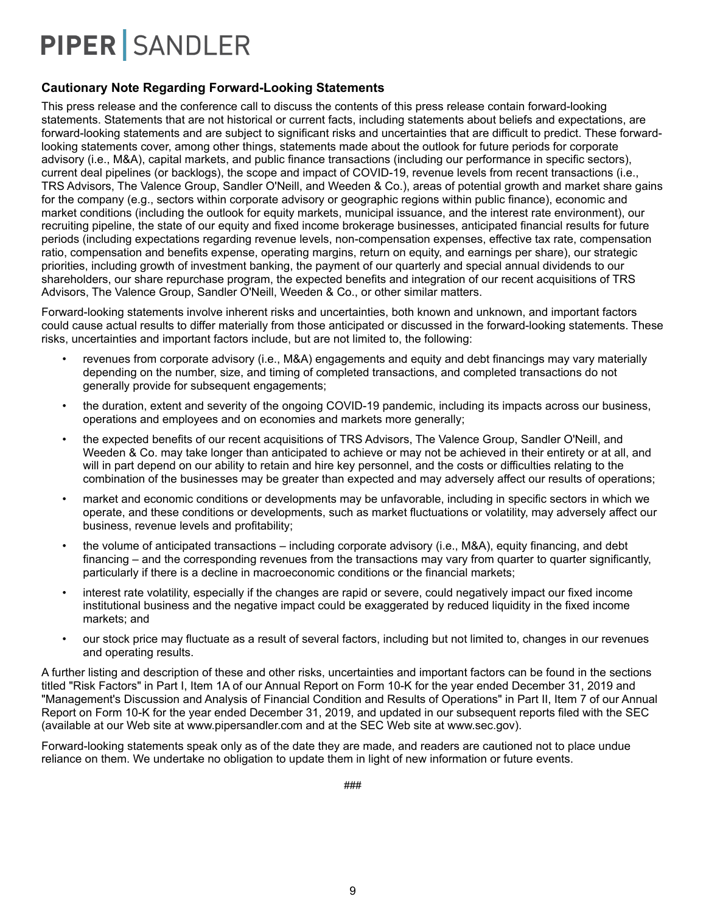## Cautionary Note Regarding Forward-Looking Statements

This press release and the conference call to discuss the contents of this press release contain forward-looking statements. Statements that are not historical or current facts, including statements about beliefs and expectations, are forward-looking statements and are subject to significant risks and uncertainties that are difficult to predict. These forward-looking statements cover, among other things, statements made about the outlook for future periods for corporate advisory (i.e., M&A), capital markets, and public finance transactions (including our performance in specific sectors), current deal pipelines (or backlogs), the scope and impact of COVID-19, revenue levels from recent transactions (i.e., TRS Advisors, The Valence Group, Sandler O'Neill, and Weeden & Co.), areas of potential growth and market share gains for the company (e.g., sectors within corporate advisory or geographic regions within public finance), economic and market conditions (including the outlook for equity markets, municipal issuance, and the interest rate environment), our recruiting pipeline, the state of our equity and fixed income brokerage businesses, anticipated financial results for future periods (including expectations regarding revenue levels, non-compensation expenses, effective tax rate, compensation ratio, compensation and benefits expense, operating margins, return on equity, and earnings per share), our strategic priorities, including growth of investment banking, the payment of our quarterly and special annual dividends to our shareholders, our share repurchase program, the expected benefits and integration of our recent acquisitions of TRS Advisors, The Valence Group, Sandler O'Neill, Weeden & Co., or other similar matters.

Forward-looking statements involve inherent risks and uncertainties, both known and unknown, and important factors could cause actual results to differ materially from those anticipated or discussed in the forward-looking statements. These risks, uncertainties and important factors include, but are not limited to, the following:

- revenues from corporate advisory (i.e., M&A) engagements and equity and debt financings may vary materially depending on the number, size, and timing of completed transactions, and completed transactions do not generally provide for subsequent engagements;
- the duration, extent and severity of the ongoing COVID-19 pandemic, including its impacts across our business, operations and employees and on economies and markets more generally;
- the expected benefits of our recent acquisitions of TRS Advisors, The Valence Group, Sandler O'Neill, and Weeden & Co. may take longer than anticipated to achieve or may not be achieved in their entirety or at all, and will in part depend on our ability to retain and hire key personnel, and the costs or difficulties relating to the combination of the businesses may be greater than expected and may adversely affect our results of operations;
- market and economic conditions or developments may be unfavorable, including in specific sectors in which we operate, and these conditions or developments, such as market fluctuations or volatility, may adversely affect our business, revenue levels and profitability;
- the volume of anticipated transactions – including corporate advisory (i.e., M&A), equity financing, and debt financing – and the corresponding revenues from the transactions may vary from quarter to quarter significantly, particularly if there is a decline in macroeconomic conditions or the financial markets;
- interest rate volatility, especially if the changes are rapid or severe, could negatively impact our fixed income institutional business and the negative impact could be exaggerated by reduced liquidity in the fixed income markets; and
- our stock price may fluctuate as a result of several factors, including but not limited to, changes in our revenues and operating results.

A further listing and description of these and other risks, uncertainties and important factors can be found in the sections titled "Risk Factors" in Part I, Item 1A of our Annual Report on Form 10-K for the year ended December 31, 2019 and "Management's Discussion and Analysis of Financial Condition and Results of Operations" in Part II, Item 7 of our Annual Report on Form 10-K for the year ended December 31, 2019, and updated in our subsequent reports filed with the SEC (available at our Web site at www.pipersandler.com and at the SEC Web site at www.sec.gov).

Forward-looking statements speak only as of the date they are made, and readers are cautioned not to place undue reliance on them. We undertake no obligation to update them in light of new information or future events.

###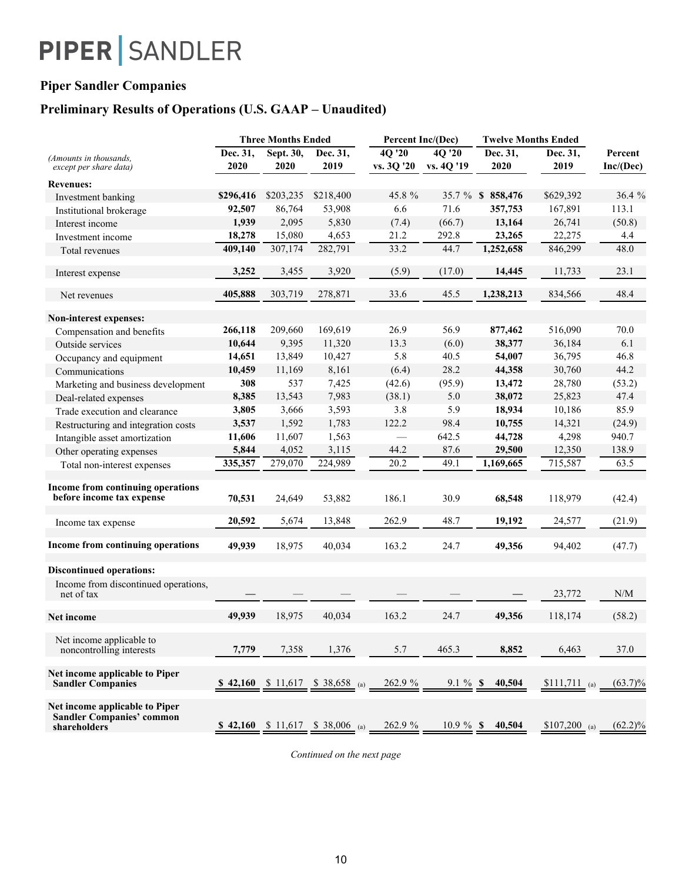# PIPER | SANDLER

## Piper Sandler Companies

## Preliminary Results of Operations (U.S. GAAP – Unaudited)

| *(Amounts in thousands, except per share data)* | Three Months Ended | | | Percent Inc/(Dec) | | Twelve Months Ended | | |
|---|---|---|---|---|---|---|---|---|
| | Dec. 31, 2020 | Sept. 30, 2020 | Dec. 31, 2019 | 4Q '20 vs. 3Q '20 | 4Q '20 vs. 4Q '19 | Dec. 31, 2020 | Dec. 31, 2019 | Percent Inc/(Dec) |
| **Revenues:** | | | | | | | | |
| Investment banking | **$296,416** | $203,235 | $218,400 | 45.8 % | 35.7 % | **$ 858,476** | $629,392 | 36.4 % |
| Institutional brokerage | **92,507** | 86,764 | 53,908 | 6.6 | 71.6 | **357,753** | 167,891 | 113.1 |
| Interest income | **1,939** | 2,095 | 5,830 | (7.4) | (66.7) | **13,164** | 26,741 | (50.8) |
| Investment income | **18,278** | 15,080 | 4,653 | 21.2 | 292.8 | **23,265** | 22,275 | 4.4 |
| Total revenues | **409,140** | 307,174 | 282,791 | 33.2 | 44.7 | **1,252,658** | 846,299 | 48.0 |
| Interest expense | **3,252** | 3,455 | 3,920 | (5.9) | (17.0) | **14,445** | 11,733 | 23.1 |
| Net revenues | **405,888** | 303,719 | 278,871 | 33.6 | 45.5 | **1,238,213** | 834,566 | 48.4 |
| **Non-interest expenses:** | | | | | | | | |
| Compensation and benefits | **266,118** | 209,660 | 169,619 | 26.9 | 56.9 | **877,462** | 516,090 | 70.0 |
| Outside services | **10,644** | 9,395 | 11,320 | 13.3 | (6.0) | **38,377** | 36,184 | 6.1 |
| Occupancy and equipment | **14,651** | 13,849 | 10,427 | 5.8 | 40.5 | **54,007** | 36,795 | 46.8 |
| Communications | **10,459** | 11,169 | 8,161 | (6.4) | 28.2 | **44,358** | 30,760 | 44.2 |
| Marketing and business development | **308** | 537 | 7,425 | (42.6) | (95.9) | **13,472** | 28,780 | (53.2) |
| Deal-related expenses | **8,385** | 13,543 | 7,983 | (38.1) | 5.0 | **38,072** | 25,823 | 47.4 |
| Trade execution and clearance | **3,805** | 3,666 | 3,593 | 3.8 | 5.9 | **18,934** | 10,186 | 85.9 |
| Restructuring and integration costs | **3,537** | 1,592 | 1,783 | 122.2 | 98.4 | **10,755** | 14,321 | (24.9) |
| Intangible asset amortization | **11,606** | 11,607 | 1,563 | — | 642.5 | **44,728** | 4,298 | 940.7 |
| Other operating expenses | **5,844** | 4,052 | 3,115 | 44.2 | 87.6 | **29,500** | 12,350 | 138.9 |
| Total non-interest expenses | **335,357** | 279,070 | 224,989 | 20.2 | 49.1 | **1,169,665** | 715,587 | 63.5 |
| **Income from continuing operations before income tax expense** | **70,531** | 24,649 | 53,882 | 186.1 | 30.9 | **68,548** | 118,979 | (42.4) |
| Income tax expense | **20,592** | 5,674 | 13,848 | 262.9 | 48.7 | **19,192** | 24,577 | (21.9) |
| **Income from continuing operations** | **49,939** | 18,975 | 40,034 | 163.2 | 24.7 | **49,356** | 94,402 | (47.7) |
| **Discontinued operations:** | | | | | | | | |
| Income from discontinued operations, net of tax | **—** | — | — | — | — | **—** | 23,772 | N/M |
| **Net income** | **49,939** | 18,975 | 40,034 | 163.2 | 24.7 | **49,356** | 118,174 | (58.2) |
| Net income applicable to noncontrolling interests | **7,779** | 7,358 | 1,376 | 5.7 | 465.3 | **8,852** | 6,463 | 37.0 |
| **Net income applicable to Piper Sandler Companies** | **$ 42,160** | $ 11,617 | $ 38,658 (a) | 262.9 % | 9.1 % | **$ 40,504** | $111,711 (a) | (63.7)% |
| **Net income applicable to Piper Sandler Companies' common shareholders** | **$ 42,160** | $ 11,617 | $ 38,006 (a) | 262.9 % | 10.9 % | **$ 40,504** | $107,200 (a) | (62.2)% |

*Continued on the next page*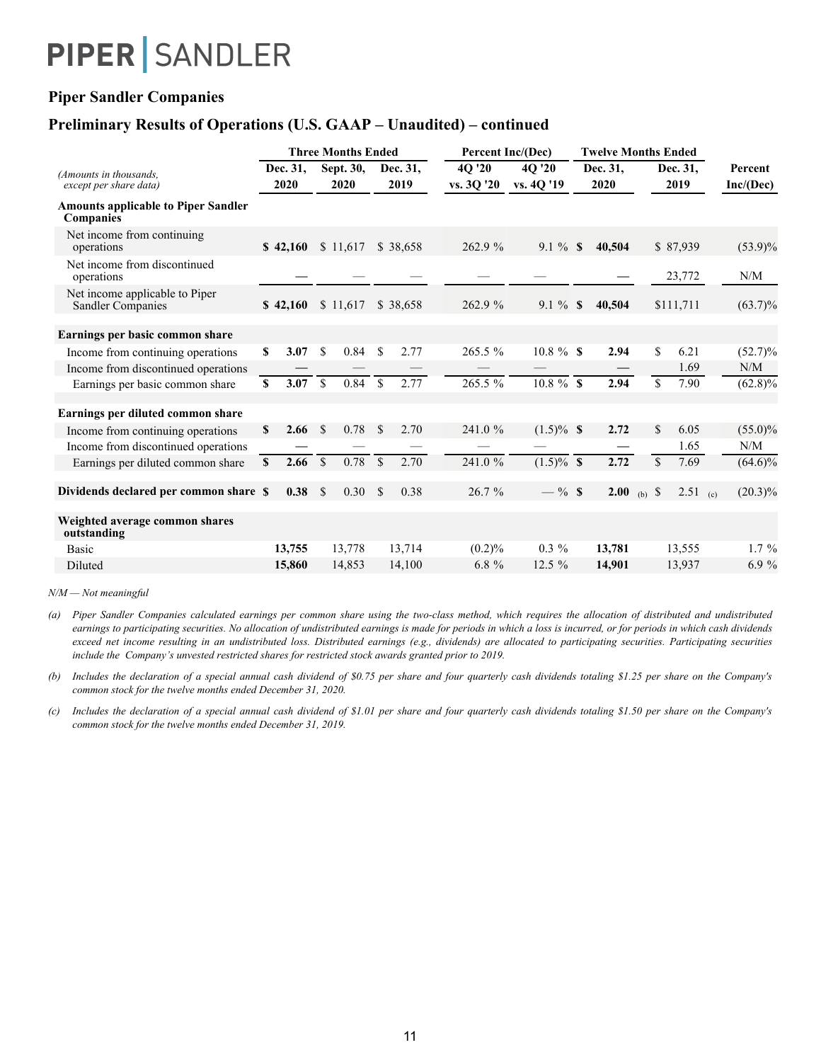PIPER | SANDLER

## Piper Sandler Companies

## Preliminary Results of Operations (U.S. GAAP – Unaudited) – continued

| *(Amounts in thousands, except per share data)* | Three Months Ended | | | Percent Inc/(Dec) | | Twelve Months Ended | | |
|---|---|---|---|---|---|---|---|---|
| | Dec. 31, 2020 | Sept. 30, 2020 | Dec. 31, 2019 | 4Q '20 vs. 3Q '20 | 4Q '20 vs. 4Q '19 | Dec. 31, 2020 | Dec. 31, 2019 | Percent Inc/(Dec) |
| **Amounts applicable to Piper Sandler Companies** | | | | | | | | |
| Net income from continuing operations | **$ 42,160** | $ 11,617 | $ 38,658 | 262.9 % | 9.1 % | **$ 40,504** | $ 87,939 | (53.9)% |
| Net income from discontinued operations | **—** | — | — | — | — | **—** | 23,772 | N/M |
| Net income applicable to Piper Sandler Companies | **$ 42,160** | $ 11,617 | $ 38,658 | 262.9 % | 9.1 % | **$ 40,504** | $111,711 | (63.7)% |
| **Earnings per basic common share** | | | | | | | | |
| Income from continuing operations | **$ 3.07** | $ 0.84 | $ 2.77 | 265.5 % | 10.8 % | **$ 2.94** | $ 6.21 | (52.7)% |
| Income from discontinued operations | **—** | — | — | — | — | **—** | 1.69 | N/M |
| Earnings per basic common share | **$ 3.07** | $ 0.84 | $ 2.77 | 265.5 % | 10.8 % | **$ 2.94** | $ 7.90 | (62.8)% |
| **Earnings per diluted common share** | | | | | | | | |
| Income from continuing operations | **$ 2.66** | $ 0.78 | $ 2.70 | 241.0 % | (1.5)% | **$ 2.72** | $ 6.05 | (55.0)% |
| Income from discontinued operations | **—** | — | — | — | — | **—** | 1.65 | N/M |
| Earnings per diluted common share | **$ 2.66** | $ 0.78 | $ 2.70 | 241.0 % | (1.5)% | **$ 2.72** | $ 7.69 | (64.6)% |
| **Dividends declared per common share** | **$ 0.38** | $ 0.30 | $ 0.38 | 26.7 % | — % | **$ 2.00** (b) | $ 2.51 (c) | (20.3)% |
| **Weighted average common shares outstanding** | | | | | | | | |
| Basic | **13,755** | 13,778 | 13,714 | (0.2)% | 0.3 % | **13,781** | 13,555 | 1.7 % |
| Diluted | **15,860** | 14,853 | 14,100 | 6.8 % | 12.5 % | **14,901** | 13,937 | 6.9 % |

*N/M — Not meaningful*

(a) *Piper Sandler Companies calculated earnings per common share using the two-class method, which requires the allocation of distributed and undistributed earnings to participating securities. No allocation of undistributed earnings is made for periods in which a loss is incurred, or for periods in which cash dividends exceed net income resulting in an undistributed loss. Distributed earnings (e.g., dividends) are allocated to participating securities. Participating securities include the Company's unvested restricted shares for restricted stock awards granted prior to 2019.*

(b) *Includes the declaration of a special annual cash dividend of $0.75 per share and four quarterly cash dividends totaling $1.25 per share on the Company's common stock for the twelve months ended December 31, 2020.*

(c) *Includes the declaration of a special annual cash dividend of $1.01 per share and four quarterly cash dividends totaling $1.50 per share on the Company's common stock for the twelve months ended December 31, 2019.*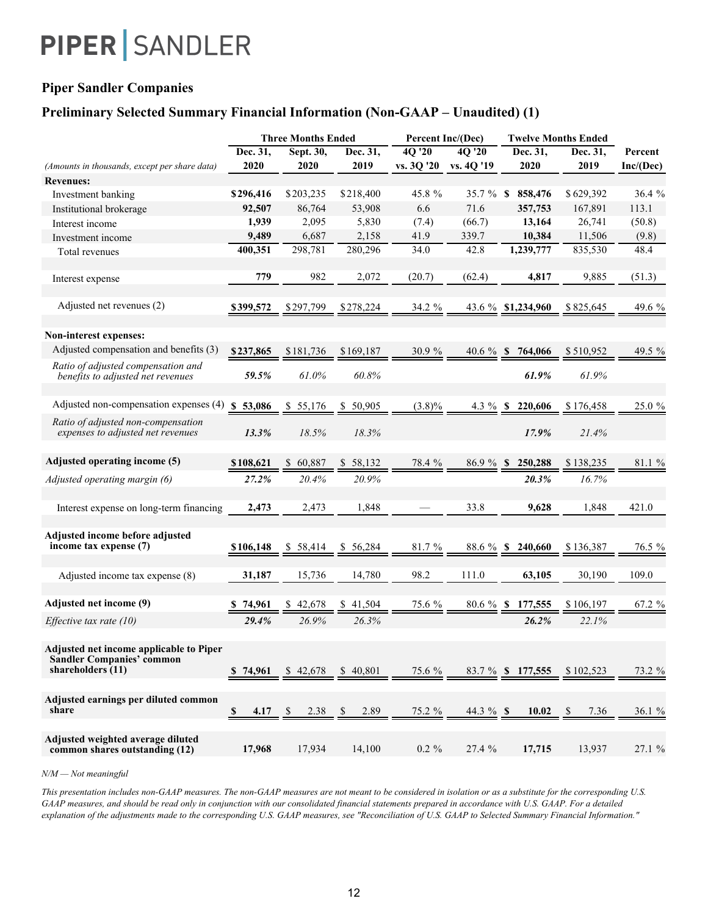PIPER | SANDLER

## Piper Sandler Companies

## Preliminary Selected Summary Financial Information (Non-GAAP – Unaudited) (1)

| (Amounts in thousands, except per share data) | Three Months Ended | | | Percent Inc/(Dec) | | Twelve Months Ended | | |
|---|---|---|---|---|---|---|---|---|
| | Dec. 31, 2020 | Sept. 30, 2020 | Dec. 31, 2019 | 4Q '20 vs. 3Q '20 | 4Q '20 vs. 4Q '19 | Dec. 31, 2020 | Dec. 31, 2019 | Percent Inc/(Dec) |
| **Revenues:** | | | | | | | | |
| Investment banking | **$296,416** | $203,235 | $218,400 | 45.8 % | 35.7 % | **$ 858,476** | $629,392 | 36.4 % |
| Institutional brokerage | **92,507** | 86,764 | 53,908 | 6.6 | 71.6 | **357,753** | 167,891 | 113.1 |
| Interest income | **1,939** | 2,095 | 5,830 | (7.4) | (66.7) | **13,164** | 26,741 | (50.8) |
| Investment income | **9,489** | 6,687 | 2,158 | 41.9 | 339.7 | **10,384** | 11,506 | (9.8) |
| Total revenues | **400,351** | 298,781 | 280,296 | 34.0 | 42.8 | **1,239,777** | 835,530 | 48.4 |
| Interest expense | **779** | 982 | 2,072 | (20.7) | (62.4) | **4,817** | 9,885 | (51.3) |
| Adjusted net revenues (2) | **$399,572** | $297,799 | $278,224 | 34.2 % | 43.6 % | **$1,234,960** | $825,645 | 49.6 % |
| **Non-interest expenses:** | | | | | | | | |
| Adjusted compensation and benefits (3) | **$237,865** | $181,736 | $169,187 | 30.9 % | 40.6 % | **$ 764,066** | $510,952 | 49.5 % |
| *Ratio of adjusted compensation and benefits to adjusted net revenues* | ***59.5%*** | *61.0%* | *60.8%* | | | ***61.9%*** | *61.9%* | |
| Adjusted non-compensation expenses (4) | **$ 53,086** | $ 55,176 | $ 50,905 | (3.8)% | 4.3 % | **$ 220,606** | $176,458 | 25.0 % |
| *Ratio of adjusted non-compensation expenses to adjusted net revenues* | ***13.3%*** | *18.5%* | *18.3%* | | | ***17.9%*** | *21.4%* | |
| **Adjusted operating income (5)** | **$108,621** | $ 60,887 | $ 58,132 | 78.4 % | 86.9 % | **$ 250,288** | $138,235 | 81.1 % |
| *Adjusted operating margin (6)* | ***27.2%*** | *20.4%* | *20.9%* | | | ***20.3%*** | *16.7%* | |
| Interest expense on long-term financing | **2,473** | 2,473 | 1,848 | — | 33.8 | **9,628** | 1,848 | 421.0 |
| **Adjusted income before adjusted income tax expense (7)** | **$106,148** | $ 58,414 | $ 56,284 | 81.7 % | 88.6 % | **$ 240,660** | $136,387 | 76.5 % |
| Adjusted income tax expense (8) | **31,187** | 15,736 | 14,780 | 98.2 | 111.0 | **63,105** | 30,190 | 109.0 |
| **Adjusted net income (9)** | **$ 74,961** | $ 42,678 | $ 41,504 | 75.6 % | 80.6 % | **$ 177,555** | $106,197 | 67.2 % |
| *Effective tax rate (10)* | ***29.4%*** | *26.9%* | *26.3%* | | | ***26.2%*** | *22.1%* | |
| **Adjusted net income applicable to Piper Sandler Companies' common shareholders (11)** | **$ 74,961** | $ 42,678 | $ 40,801 | 75.6 % | 83.7 % | **$ 177,555** | $102,523 | 73.2 % |
| **Adjusted earnings per diluted common share** | **$ 4.17** | $ 2.38 | $ 2.89 | 75.2 % | 44.3 % | **$ 10.02** | $ 7.36 | 36.1 % |
| **Adjusted weighted average diluted common shares outstanding (12)** | **17,968** | 17,934 | 14,100 | 0.2 % | 27.4 % | **17,715** | 13,937 | 27.1 % |

*N/M — Not meaningful*

*This presentation includes non-GAAP measures. The non-GAAP measures are not meant to be considered in isolation or as a substitute for the corresponding U.S. GAAP measures, and should be read only in conjunction with our consolidated financial statements prepared in accordance with U.S. GAAP. For a detailed explanation of the adjustments made to the corresponding U.S. GAAP measures, see "Reconciliation of U.S. GAAP to Selected Summary Financial Information."*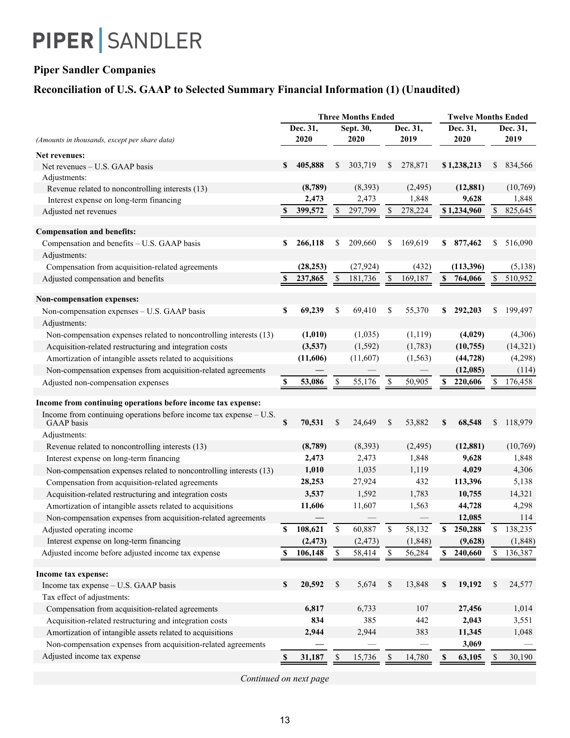PIPER | SANDLER

## Piper Sandler Companies

## Reconciliation of U.S. GAAP to Selected Summary Financial Information (1) (Unaudited)

| *(Amounts in thousands, except per share data)* | Three Months Ended | | | Twelve Months Ended | |
|---|---|---|---|---|---|
| | **Dec. 31, 2020** | Sept. 30, 2020 | Dec. 31, 2019 | **Dec. 31, 2020** | Dec. 31, 2019 |
| **Net revenues:** | | | | | |
| Net revenues – U.S. GAAP basis | **$ 405,888** | $ 303,719 | $ 278,871 | **$ 1,238,213** | $ 834,566 |
| Adjustments: | | | | | |
| Revenue related to noncontrolling interests (13) | **(8,789)** | (8,393) | (2,495) | **(12,881)** | (10,769) |
| Interest expense on long-term financing | **2,473** | 2,473 | 1,848 | **9,628** | 1,848 |
| Adjusted net revenues | **$ 399,572** | $ 297,799 | $ 278,224 | **$ 1,234,960** | $ 825,645 |
| **Compensation and benefits:** | | | | | |
| Compensation and benefits – U.S. GAAP basis | **$ 266,118** | $ 209,660 | $ 169,619 | **$ 877,462** | $ 516,090 |
| Adjustments: | | | | | |
| Compensation from acquisition-related agreements | **(28,253)** | (27,924) | (432) | **(113,396)** | (5,138) |
| Adjusted compensation and benefits | **$ 237,865** | $ 181,736 | $ 169,187 | **$ 764,066** | $ 510,952 |
| **Non-compensation expenses:** | | | | | |
| Non-compensation expenses – U.S. GAAP basis | **$ 69,239** | $ 69,410 | $ 55,370 | **$ 292,203** | $ 199,497 |
| Adjustments: | | | | | |
| Non-compensation expenses related to noncontrolling interests (13) | **(1,010)** | (1,035) | (1,119) | **(4,029)** | (4,306) |
| Acquisition-related restructuring and integration costs | **(3,537)** | (1,592) | (1,783) | **(10,755)** | (14,321) |
| Amortization of intangible assets related to acquisitions | **(11,606)** | (11,607) | (1,563) | **(44,728)** | (4,298) |
| Non-compensation expenses from acquisition-related agreements | **—** | — | — | **(12,085)** | (114) |
| Adjusted non-compensation expenses | **$ 53,086** | $ 55,176 | $ 50,905 | **$ 220,606** | $ 176,458 |
| **Income from continuing operations before income tax expense:** | | | | | |
| Income from continuing operations before income tax expense – U.S. GAAP basis | **$ 70,531** | $ 24,649 | $ 53,882 | **$ 68,548** | $ 118,979 |
| Adjustments: | | | | | |
| Revenue related to noncontrolling interests (13) | **(8,789)** | (8,393) | (2,495) | **(12,881)** | (10,769) |
| Interest expense on long-term financing | **2,473** | 2,473 | 1,848 | **9,628** | 1,848 |
| Non-compensation expenses related to noncontrolling interests (13) | **1,010** | 1,035 | 1,119 | **4,029** | 4,306 |
| Compensation from acquisition-related agreements | **28,253** | 27,924 | 432 | **113,396** | 5,138 |
| Acquisition-related restructuring and integration costs | **3,537** | 1,592 | 1,783 | **10,755** | 14,321 |
| Amortization of intangible assets related to acquisitions | **11,606** | 11,607 | 1,563 | **44,728** | 4,298 |
| Non-compensation expenses from acquisition-related agreements | **—** | — | — | **12,085** | 114 |
| Adjusted operating income | **$ 108,621** | $ 60,887 | $ 58,132 | **$ 250,288** | $ 138,235 |
| Interest expense on long-term financing | **(2,473)** | (2,473) | (1,848) | **(9,628)** | (1,848) |
| Adjusted income before adjusted income tax expense | **$ 106,148** | $ 58,414 | $ 56,284 | **$ 240,660** | $ 136,387 |
| **Income tax expense:** | | | | | |
| Income tax expense – U.S. GAAP basis | **$ 20,592** | $ 5,674 | $ 13,848 | **$ 19,192** | $ 24,577 |
| Tax effect of adjustments: | | | | | |
| Compensation from acquisition-related agreements | **6,817** | 6,733 | 107 | **27,456** | 1,014 |
| Acquisition-related restructuring and integration costs | **834** | 385 | 442 | **2,043** | 3,551 |
| Amortization of intangible assets related to acquisitions | **2,944** | 2,944 | 383 | **11,345** | 1,048 |
| Non-compensation expenses from acquisition-related agreements | **—** | — | — | **3,069** | — |
| Adjusted income tax expense | **$ 31,187** | $ 15,736 | $ 14,780 | **$ 63,105** | $ 30,190 |

*Continued on next page*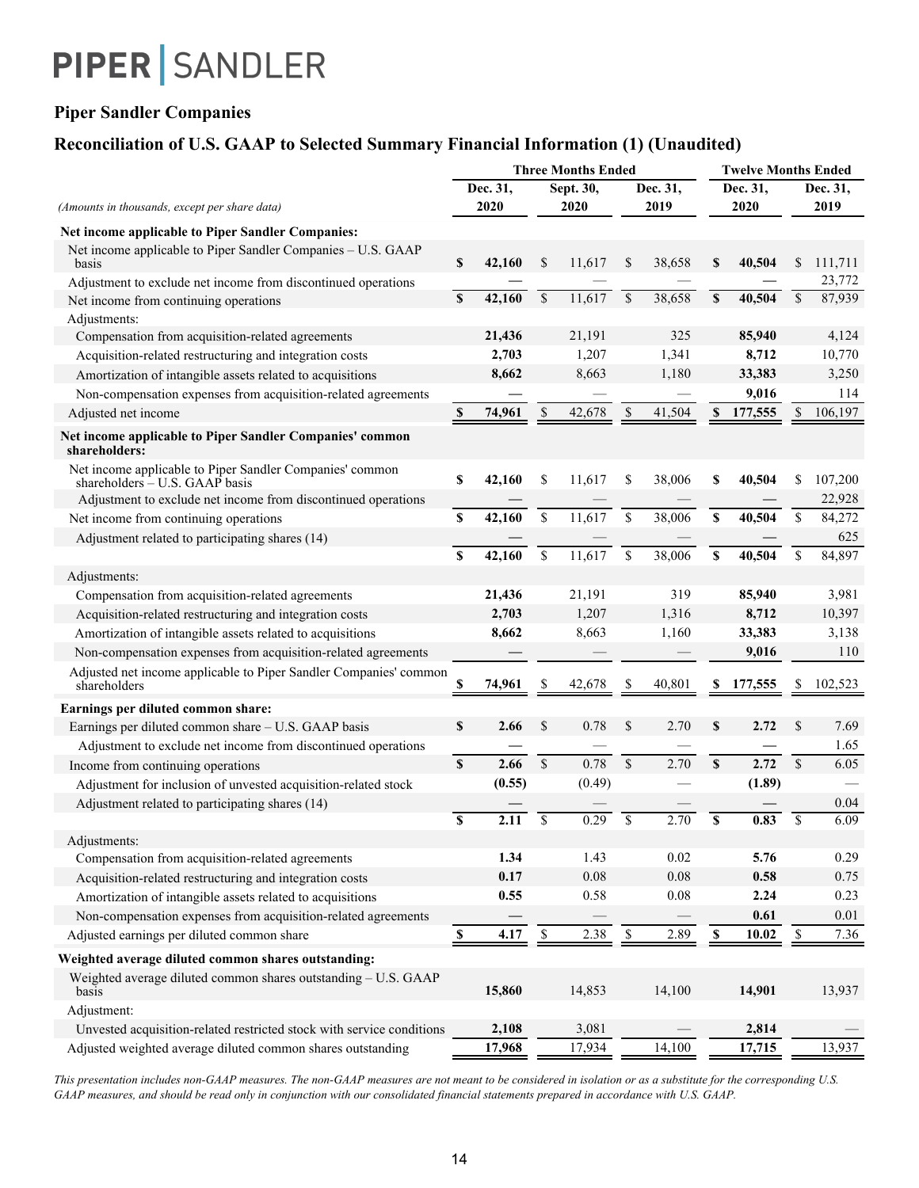PIPER | SANDLER

## Piper Sandler Companies

## Reconciliation of U.S. GAAP to Selected Summary Financial Information (1) (Unaudited)

| *(Amounts in thousands, except per share data)* | Three Months Ended | | | Twelve Months Ended | |
|---|---|---|---|---|---|
| | Dec. 31, 2020 | Sept. 30, 2020 | Dec. 31, 2019 | Dec. 31, 2020 | Dec. 31, 2019 |
| **Net income applicable to Piper Sandler Companies:** | | | | | |
| Net income applicable to Piper Sandler Companies – U.S. GAAP basis | **$ 42,160** | $ 11,617 | $ 38,658 | **$ 40,504** | $ 111,711 |
| Adjustment to exclude net income from discontinued operations | **—** | — | — | **—** | 23,772 |
| Net income from continuing operations | **$ 42,160** | $ 11,617 | $ 38,658 | **$ 40,504** | $ 87,939 |
| Adjustments: | | | | | |
| Compensation from acquisition-related agreements | **21,436** | 21,191 | 325 | **85,940** | 4,124 |
| Acquisition-related restructuring and integration costs | **2,703** | 1,207 | 1,341 | **8,712** | 10,770 |
| Amortization of intangible assets related to acquisitions | **8,662** | 8,663 | 1,180 | **33,383** | 3,250 |
| Non-compensation expenses from acquisition-related agreements | **—** | — | — | **9,016** | 114 |
| Adjusted net income | **$ 74,961** | $ 42,678 | $ 41,504 | **$ 177,555** | $ 106,197 |
| **Net income applicable to Piper Sandler Companies' common shareholders:** | | | | | |
| Net income applicable to Piper Sandler Companies' common shareholders – U.S. GAAP basis | **$ 42,160** | $ 11,617 | $ 38,006 | **$ 40,504** | $ 107,200 |
| Adjustment to exclude net income from discontinued operations | **—** | — | — | **—** | 22,928 |
| Net income from continuing operations | **$ 42,160** | $ 11,617 | $ 38,006 | **$ 40,504** | $ 84,272 |
| Adjustment related to participating shares (14) | **—** | — | — | **—** | 625 |
| | **$ 42,160** | $ 11,617 | $ 38,006 | **$ 40,504** | $ 84,897 |
| Adjustments: | | | | | |
| Compensation from acquisition-related agreements | **21,436** | 21,191 | 319 | **85,940** | 3,981 |
| Acquisition-related restructuring and integration costs | **2,703** | 1,207 | 1,316 | **8,712** | 10,397 |
| Amortization of intangible assets related to acquisitions | **8,662** | 8,663 | 1,160 | **33,383** | 3,138 |
| Non-compensation expenses from acquisition-related agreements | **—** | — | — | **9,016** | 110 |
| Adjusted net income applicable to Piper Sandler Companies' common shareholders | **$ 74,961** | $ 42,678 | $ 40,801 | **$ 177,555** | $ 102,523 |
| **Earnings per diluted common share:** | | | | | |
| Earnings per diluted common share – U.S. GAAP basis | **$ 2.66** | $ 0.78 | $ 2.70 | **$ 2.72** | $ 7.69 |
| Adjustment to exclude net income from discontinued operations | **—** | — | — | **—** | 1.65 |
| Income from continuing operations | **$ 2.66** | $ 0.78 | $ 2.70 | **$ 2.72** | $ 6.05 |
| Adjustment for inclusion of unvested acquisition-related stock | **(0.55)** | (0.49) | — | **(1.89)** | — |
| Adjustment related to participating shares (14) | **—** | — | — | **—** | 0.04 |
| | **$ 2.11** | $ 0.29 | $ 2.70 | **$ 0.83** | $ 6.09 |
| Adjustments: | | | | | |
| Compensation from acquisition-related agreements | **1.34** | 1.43 | 0.02 | **5.76** | 0.29 |
| Acquisition-related restructuring and integration costs | **0.17** | 0.08 | 0.08 | **0.58** | 0.75 |
| Amortization of intangible assets related to acquisitions | **0.55** | 0.58 | 0.08 | **2.24** | 0.23 |
| Non-compensation expenses from acquisition-related agreements | **—** | — | — | **0.61** | 0.01 |
| Adjusted earnings per diluted common share | **$ 4.17** | $ 2.38 | $ 2.89 | **$ 10.02** | $ 7.36 |
| **Weighted average diluted common shares outstanding:** | | | | | |
| Weighted average diluted common shares outstanding – U.S. GAAP basis | **15,860** | 14,853 | 14,100 | **14,901** | 13,937 |
| Adjustment: | | | | | |
| Unvested acquisition-related restricted stock with service conditions | **2,108** | 3,081 | — | **2,814** | — |
| Adjusted weighted average diluted common shares outstanding | **17,968** | 17,934 | 14,100 | **17,715** | 13,937 |

*This presentation includes non-GAAP measures. The non-GAAP measures are not meant to be considered in isolation or as a substitute for the corresponding U.S. GAAP measures, and should be read only in conjunction with our consolidated financial statements prepared in accordance with U.S. GAAP.*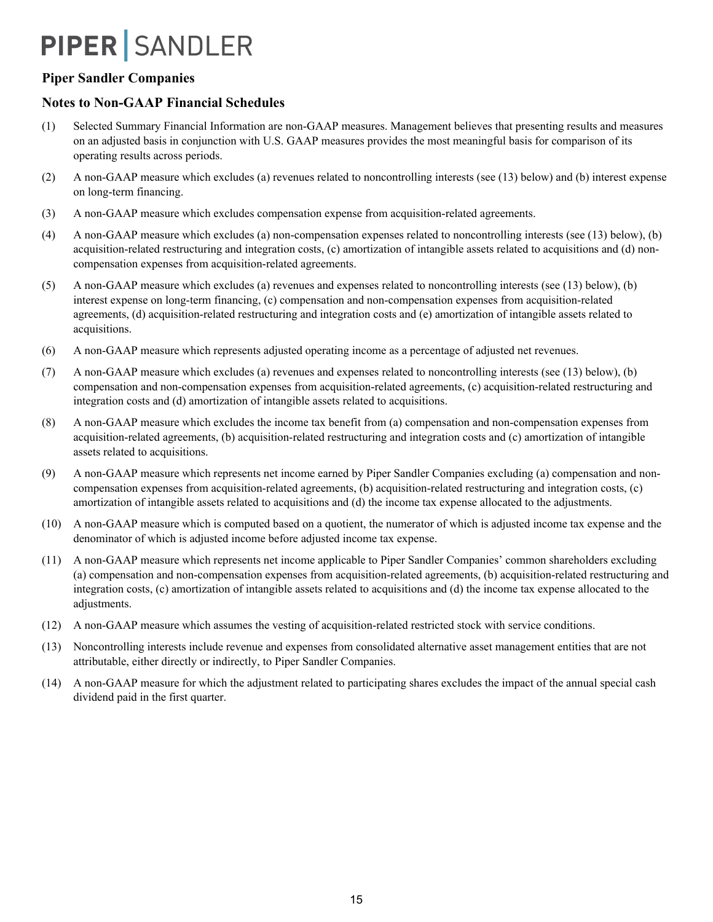PIPER | SANDLER

## Piper Sandler Companies

## Notes to Non-GAAP Financial Schedules

(1) Selected Summary Financial Information are non-GAAP measures. Management believes that presenting results and measures on an adjusted basis in conjunction with U.S. GAAP measures provides the most meaningful basis for comparison of its operating results across periods.

(2) A non-GAAP measure which excludes (a) revenues related to noncontrolling interests (see (13) below) and (b) interest expense on long-term financing.

(3) A non-GAAP measure which excludes compensation expense from acquisition-related agreements.

(4) A non-GAAP measure which excludes (a) non-compensation expenses related to noncontrolling interests (see (13) below), (b) acquisition-related restructuring and integration costs, (c) amortization of intangible assets related to acquisitions and (d) non-compensation expenses from acquisition-related agreements.

(5) A non-GAAP measure which excludes (a) revenues and expenses related to noncontrolling interests (see (13) below), (b) interest expense on long-term financing, (c) compensation and non-compensation expenses from acquisition-related agreements, (d) acquisition-related restructuring and integration costs and (e) amortization of intangible assets related to acquisitions.

(6) A non-GAAP measure which represents adjusted operating income as a percentage of adjusted net revenues.

(7) A non-GAAP measure which excludes (a) revenues and expenses related to noncontrolling interests (see (13) below), (b) compensation and non-compensation expenses from acquisition-related agreements, (c) acquisition-related restructuring and integration costs and (d) amortization of intangible assets related to acquisitions.

(8) A non-GAAP measure which excludes the income tax benefit from (a) compensation and non-compensation expenses from acquisition-related agreements, (b) acquisition-related restructuring and integration costs and (c) amortization of intangible assets related to acquisitions.

(9) A non-GAAP measure which represents net income earned by Piper Sandler Companies excluding (a) compensation and non-compensation expenses from acquisition-related agreements, (b) acquisition-related restructuring and integration costs, (c) amortization of intangible assets related to acquisitions and (d) the income tax expense allocated to the adjustments.

(10) A non-GAAP measure which is computed based on a quotient, the numerator of which is adjusted income tax expense and the denominator of which is adjusted income before adjusted income tax expense.

(11) A non-GAAP measure which represents net income applicable to Piper Sandler Companies' common shareholders excluding (a) compensation and non-compensation expenses from acquisition-related agreements, (b) acquisition-related restructuring and integration costs, (c) amortization of intangible assets related to acquisitions and (d) the income tax expense allocated to the adjustments.

(12) A non-GAAP measure which assumes the vesting of acquisition-related restricted stock with service conditions.

(13) Noncontrolling interests include revenue and expenses from consolidated alternative asset management entities that are not attributable, either directly or indirectly, to Piper Sandler Companies.

(14) A non-GAAP measure for which the adjustment related to participating shares excludes the impact of the annual special cash dividend paid in the first quarter.